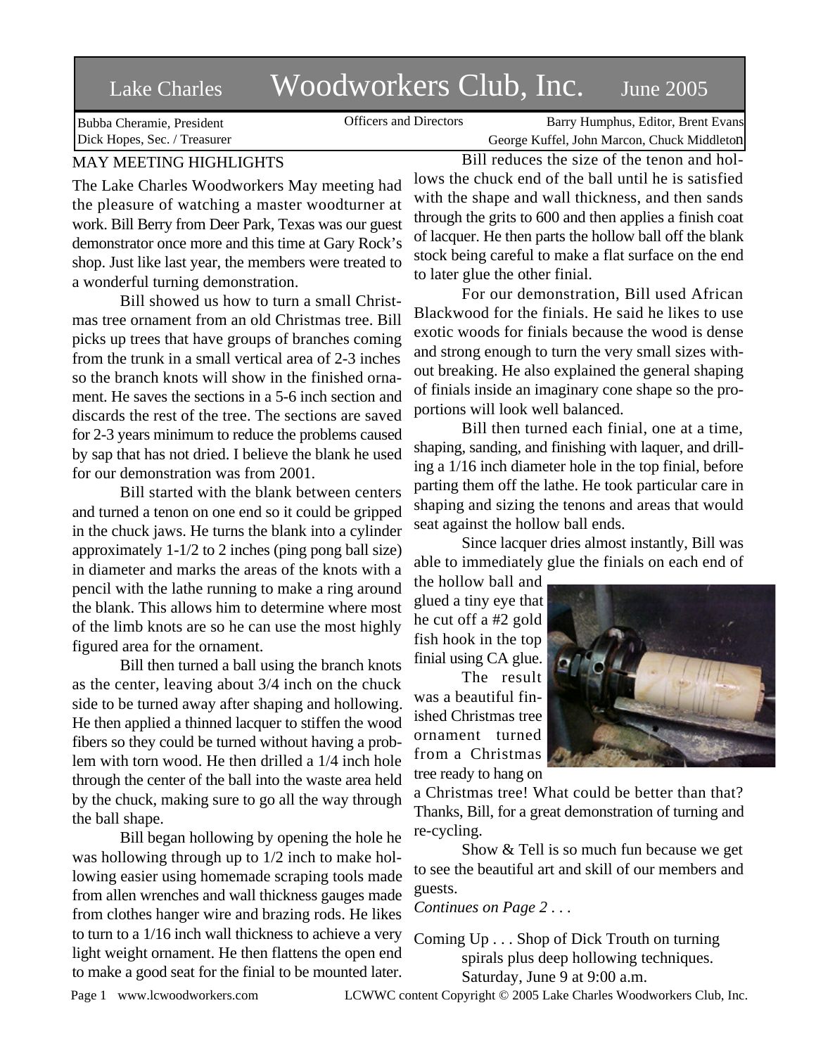# Lake Charles Woodworkers Club, Inc. June 2005

Bubba Cheramie, President
Dick Hopes, Sec. / Treasurer

Officers and Directors

Barry Humphus, Editor, Brent Evans
George Kuffel, John Marcon, Chuck Middleton

## MAY MEETING HIGHLIGHTS

The Lake Charles Woodworkers May meeting had the pleasure of watching a master woodturner at work. Bill Berry from Deer Park, Texas was our guest demonstrator once more and this time at Gary Rock's shop. Just like last year, the members were treated to a wonderful turning demonstration.

Bill showed us how to turn a small Christmas tree ornament from an old Christmas tree. Bill picks up trees that have groups of branches coming from the trunk in a small vertical area of 2-3 inches so the branch knots will show in the finished ornament. He saves the sections in a 5-6 inch section and discards the rest of the tree. The sections are saved for 2-3 years minimum to reduce the problems caused by sap that has not dried. I believe the blank he used for our demonstration was from 2001.

Bill started with the blank between centers and turned a tenon on one end so it could be gripped in the chuck jaws. He turns the blank into a cylinder approximately 1-1/2 to 2 inches (ping pong ball size) in diameter and marks the areas of the knots with a pencil with the lathe running to make a ring around the blank. This allows him to determine where most of the limb knots are so he can use the most highly figured area for the ornament.

Bill then turned a ball using the branch knots as the center, leaving about 3/4 inch on the chuck side to be turned away after shaping and hollowing. He then applied a thinned lacquer to stiffen the wood fibers so they could be turned without having a problem with torn wood. He then drilled a 1/4 inch hole through the center of the ball into the waste area held by the chuck, making sure to go all the way through the ball shape.

Bill began hollowing by opening the hole he was hollowing through up to 1/2 inch to make hollowing easier using homemade scraping tools made from allen wrenches and wall thickness gauges made from clothes hanger wire and brazing rods. He likes to turn to a 1/16 inch wall thickness to achieve a very light weight ornament. He then flattens the open end to make a good seat for the finial to be mounted later.

Bill reduces the size of the tenon and hollows the chuck end of the ball until he is satisfied with the shape and wall thickness, and then sands through the grits to 600 and then applies a finish coat of lacquer. He then parts the hollow ball off the blank stock being careful to make a flat surface on the end to later glue the other finial.

For our demonstration, Bill used African Blackwood for the finials. He said he likes to use exotic woods for finials because the wood is dense and strong enough to turn the very small sizes without breaking. He also explained the general shaping of finials inside an imaginary cone shape so the proportions will look well balanced.

Bill then turned each finial, one at a time, shaping, sanding, and finishing with laquer, and drilling a 1/16 inch diameter hole in the top finial, before parting them off the lathe. He took particular care in shaping and sizing the tenons and areas that would seat against the hollow ball ends.

Since lacquer dries almost instantly, Bill was able to immediately glue the finials on each end of the hollow ball and glued a tiny eye that he cut off a #2 gold fish hook in the top finial using CA glue.

The result was a beautiful finished Christmas tree ornament turned from a Christmas tree ready to hang on a Christmas tree! What could be better than that? Thanks, Bill, for a great demonstration of turning and re-cycling.

Show & Tell is so much fun because we get to see the beautiful art and skill of our members and guests.

*Continues on Page 2 . . .*

Coming Up . . . Shop of Dick Trouth on turning spirals plus deep hollowing techniques. Saturday, June 9 at 9:00 a.m.

www.lcwoodworkers.com LCWWC content Copyright © 2005 Lake Charles Woodworkers Club, Inc.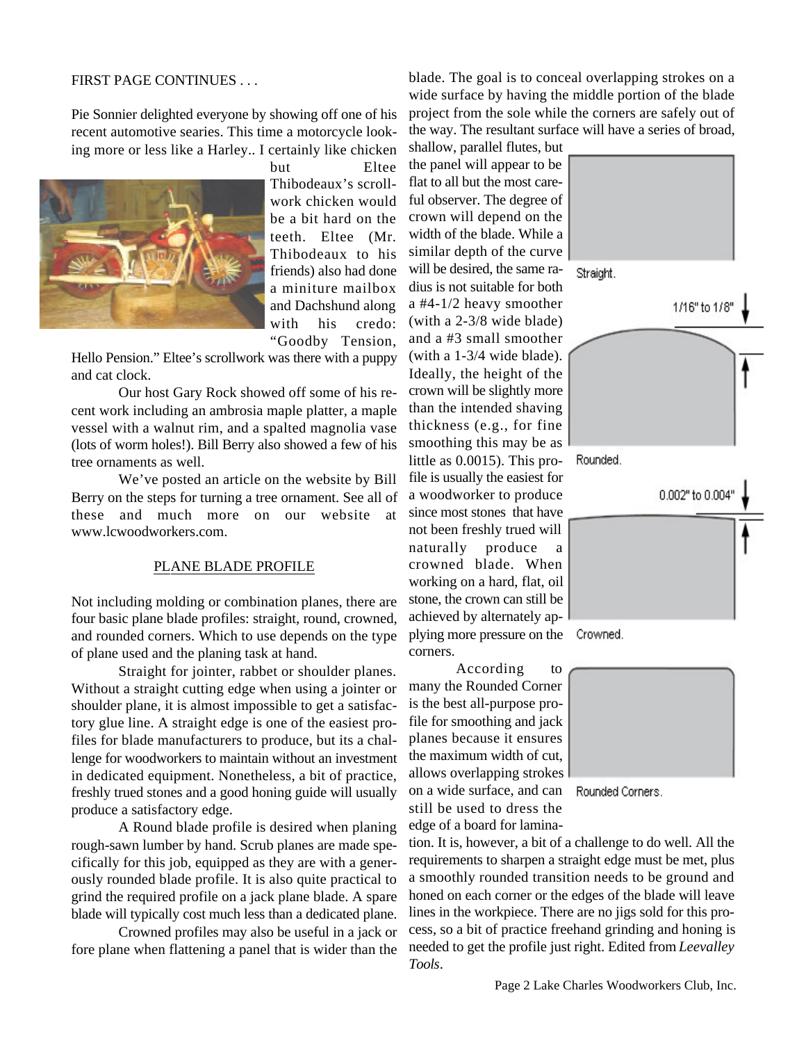FIRST PAGE CONTINUES . . .

Pie Sonnier delighted everyone by showing off one of his recent automotive searies. This time a motorcycle looking more or less like a Harley.. I certainly like chicken but Eltee Thibodeaux's scrollwork chicken would be a bit hard on the teeth. Eltee (Mr. Thibodeaux to his friends) also had done a miniture mailbox and Dachshund along with his credo: "Goodby Tension, Hello Pension." Eltee's scrollwork was there with a puppy and cat clock.

Our host Gary Rock showed off some of his recent work including an ambrosia maple platter, a maple vessel with a walnut rim, and a spalted magnolia vase (lots of worm holes!). Bill Berry also showed a few of his tree ornaments as well.

We've posted an article on the website by Bill Berry on the steps for turning a tree ornament. See all of these and much more on our website at www.lcwoodworkers.com.

## PLANE BLADE PROFILE

Not including molding or combination planes, there are four basic plane blade profiles: straight, round, crowned, and rounded corners. Which to use depends on the type of plane used and the planing task at hand.

Straight for jointer, rabbet or shoulder planes. Without a straight cutting edge when using a jointer or shoulder plane, it is almost impossible to get a satisfactory glue line. A straight edge is one of the easiest profiles for blade manufacturers to produce, but its a challenge for woodworkers to maintain without an investment in dedicated equipment. Nonetheless, a bit of practice, freshly trued stones and a good honing guide will usually produce a satisfactory edge.

A Round blade profile is desired when planing rough-sawn lumber by hand. Scrub planes are made specifically for this job, equipped as they are with a generously rounded blade profile. It is also quite practical to grind the required profile on a jack plane blade. A spare blade will typically cost much less than a dedicated plane.

Crowned profiles may also be useful in a jack or fore plane when flattening a panel that is wider than the blade. The goal is to conceal overlapping strokes on a wide surface by having the middle portion of the blade project from the sole while the corners are safely out of the way. The resultant surface will have a series of broad, shallow, parallel flutes, but the panel will appear to be flat to all but the most careful observer. The degree of crown will depend on the width of the blade. While a similar depth of the curve will be desired, the same radius is not suitable for both a #4-1/2 heavy smoother (with a 2-3/8 wide blade) and a #3 small smoother (with a 1-3/4 wide blade). Ideally, the height of the crown will be slightly more than the intended shaving thickness (e.g., for fine smoothing this may be as little as 0.0015). This profile is usually the easiest for a woodworker to produce since most stones that have not been freshly trued will naturally produce a crowned blade. When working on a hard, flat, oil stone, the crown can still be achieved by alternately applying more pressure on the corners.

Straight.

1/16" to 1/8"

Rounded.

0.002" to 0.004"

Crowned.

Rounded Corners.

According to many the Rounded Corner is the best all-purpose profile for smoothing and jack planes because it ensures the maximum width of cut, allows overlapping strokes on a wide surface, and can still be used to dress the edge of a board for lamination. It is, however, a bit of a challenge to do well. All the requirements to sharpen a straight edge must be met, plus a smoothly rounded transition needs to be ground and honed on each corner or the edges of the blade will leave lines in the workpiece. There are no jigs sold for this process, so a bit of practice freehand grinding and honing is needed to get the profile just right. Edited from *Leevalley Tools*.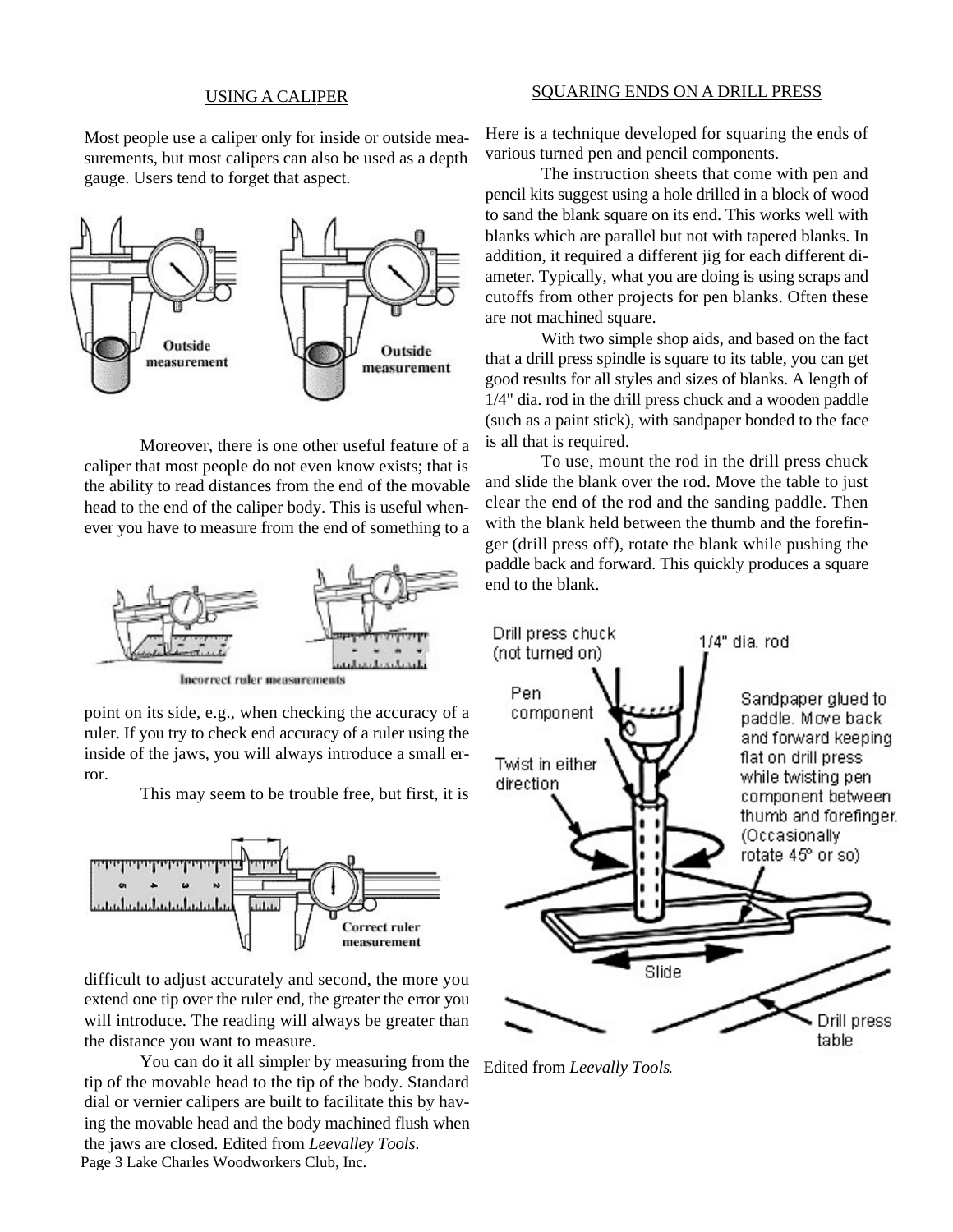## USING A CALIPER

Most people use a caliper only for inside or outside measurements, but most calipers can also be used as a depth gauge. Users tend to forget that aspect.

Outside measurement

Outside measurement

Moreover, there is one other useful feature of a caliper that most people do not even know exists; that is the ability to read distances from the end of the movable head to the end of the caliper body. This is useful whenever you have to measure from the end of something to a point on its side, e.g., when checking the accuracy of a ruler. If you try to check end accuracy of a ruler using the inside of the jaws, you will always introduce a small error.

Incorrect ruler measurements

This may seem to be trouble free, but first, it is difficult to adjust accurately and second, the more you extend one tip over the ruler end, the greater the error you will introduce. The reading will always be greater than the distance you want to measure.

Correct ruler measurement

You can do it all simpler by measuring from the tip of the movable head to the tip of the body. Standard dial or vernier calipers are built to facilitate this by having the movable head and the body machined flush when the jaws are closed. Edited from *Leevalley Tools*.

## SQUARING ENDS ON A DRILL PRESS

Here is a technique developed for squaring the ends of various turned pen and pencil components.

The instruction sheets that come with pen and pencil kits suggest using a hole drilled in a block of wood to sand the blank square on its end. This works well with blanks which are parallel but not with tapered blanks. In addition, it required a different jig for each different diameter. Typically, what you are doing is using scraps and cutoffs from other projects for pen blanks. Often these are not machined square.

With two simple shop aids, and based on the fact that a drill press spindle is square to its table, you can get good results for all styles and sizes of blanks. A length of 1/4" dia. rod in the drill press chuck and a wooden paddle (such as a paint stick), with sandpaper bonded to the face is all that is required.

To use, mount the rod in the drill press chuck and slide the blank over the rod. Move the table to just clear the end of the rod and the sanding paddle. Then with the blank held between the thumb and the forefinger (drill press off), rotate the blank while pushing the paddle back and forward. This quickly produces a square end to the blank.

Drill press chuck (not turned on)

1/4" dia. rod

Pen component

Sandpaper glued to paddle. Move back and forward keeping flat on drill press while twisting pen component between thumb and forefinger. (Occasionally rotate 45° or so)

Twist in either direction

Slide

Drill press table

Edited from *Leevally Tools*.